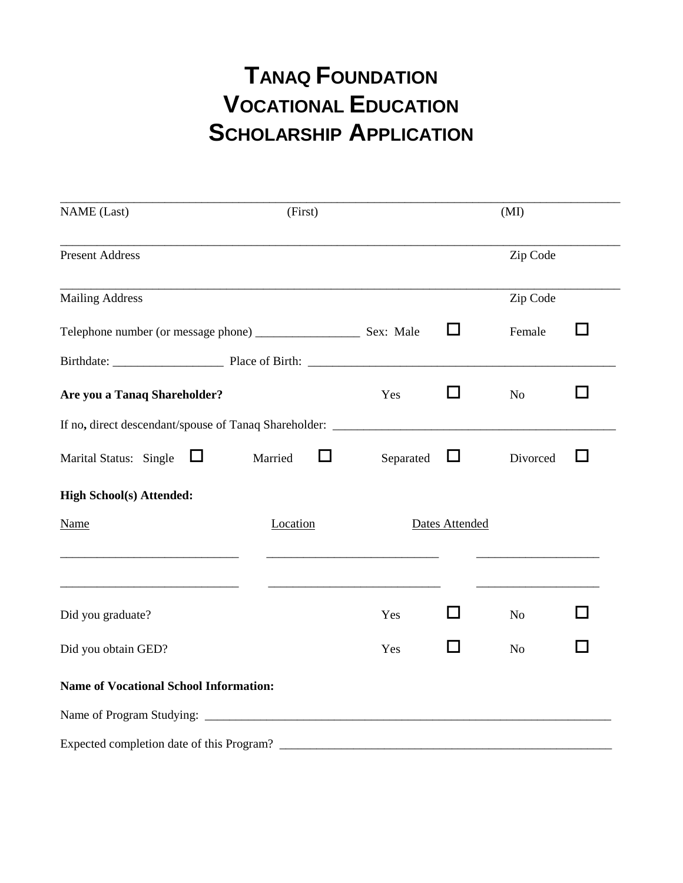# TANAQ FOUNDATION
# VOCATIONAL EDUCATION
# SCHOLARSHIP APPLICATION

______________________________________________________________________________

NAME (Last) (First) (MI)

______________________________________________________________________________

Present Address Zip Code

______________________________________________________________________________

Mailing Address Zip Code

Telephone number (or message phone) _________________ Sex: Male ☐ Female ☐

Birthdate: __________________ Place of Birth: ____________________________________________________

**Are you a Tanaq Shareholder?** Yes ☐ No ☐

If no**,** direct descendant/spouse of Tanaq Shareholder: _______________________________________________

Marital Status: Single ☐ Married ☐ Separated ☐ Divorced ☐

**High School(s) Attended:**

| Name | Location | Dates Attended |
|---|---|---|
| _____________________________ | ____________________________ | ____________________ |
| _____________________________ | ____________________________ | ____________________ |

Did you graduate? Yes ☐ No ☐

Did you obtain GED? Yes ☐ No ☐

**Name of Vocational School Information:**

Name of Program Studying: ____________________________________________________________________

Expected completion date of this Program? ______________________________________________________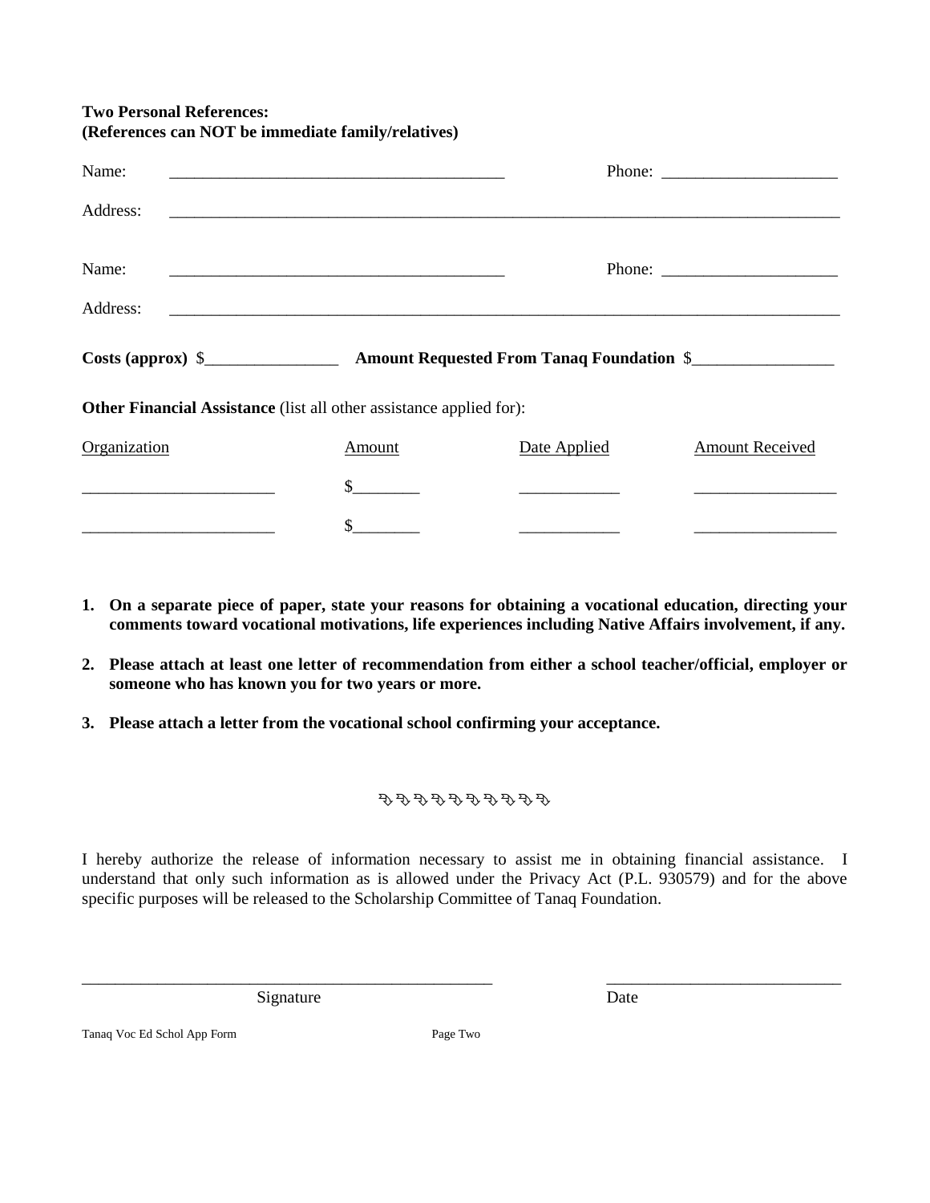**Two Personal References:**
**(References can NOT be immediate family/relatives)**

Name: ________________________________________ Phone: ____________________

Address: ________________________________________________________________________________

Name: ________________________________________ Phone: ____________________

Address: ________________________________________________________________________________

**Costs (approx)** $________________ **Amount Requested From Tanaq Foundation** $_________________

**Other Financial Assistance** (list all other assistance applied for):

| Organization | Amount | Date Applied | Amount Received |
|---|---|---|---|
| _______________________ | $________ | ____________ | _________________ |
| _______________________ | $________ | ____________ | _________________ |

1. **On a separate piece of paper, state your reasons for obtaining a vocational education, directing your comments toward vocational motivations, life experiences including Native Affairs involvement, if any.**
2. **Please attach at least one letter of recommendation from either a school teacher/official, employer or someone who has known you for two years or more.**
3. **Please attach a letter from the vocational school confirming your acceptance.**

➪➪➪➪➪➪➪➪➪➪

I hereby authorize the release of information necessary to assist me in obtaining financial assistance. I understand that only such information as is allowed under the Privacy Act (P.L. 930579) and for the above specific purposes will be released to the Scholarship Committee of Tanaq Foundation.

__________________________________________________ Signature

____________________________ Date

Tanaq Voc Ed Schol App Form